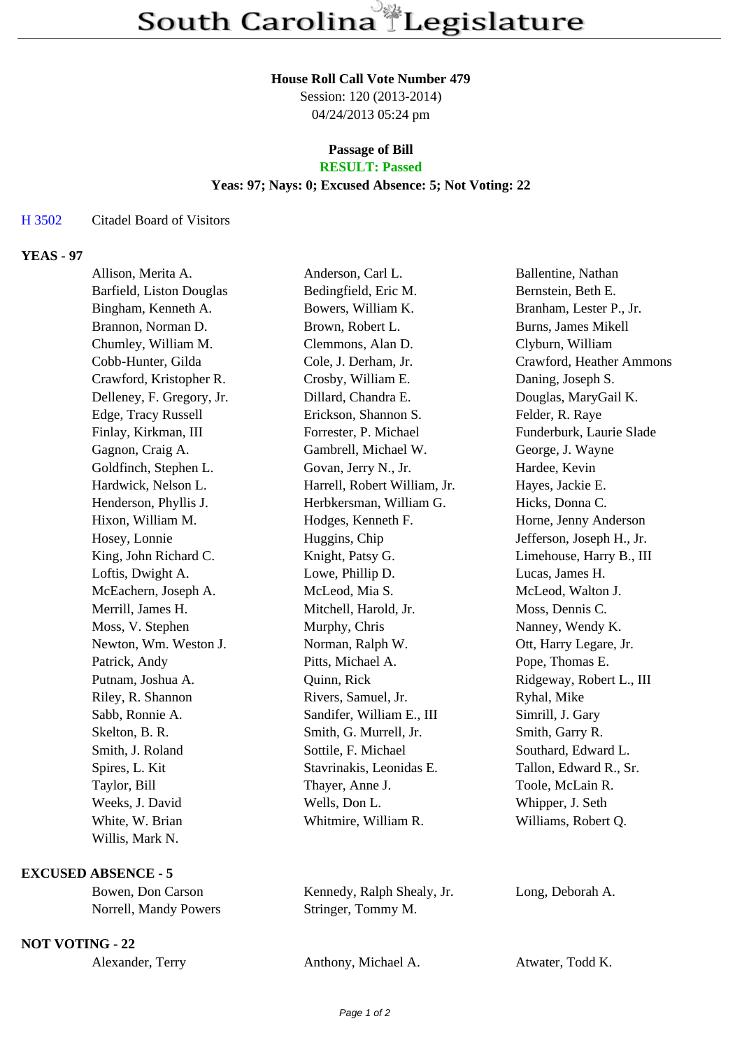# South Carolina Legislature

**House Roll Call Vote Number 479**
Session: 120 (2013-2014)
04/24/2013 05:24 pm

**Passage of Bill**
**RESULT: Passed**
**Yeas: 97; Nays: 0; Excused Absence: 5; Not Voting: 22**

H 3502 Citadel Board of Visitors

## YEAS - 97

| | | |
|---|---|---|
| Allison, Merita A. | Anderson, Carl L. | Ballentine, Nathan |
| Barfield, Liston Douglas | Bedingfield, Eric M. | Bernstein, Beth E. |
| Bingham, Kenneth A. | Bowers, William K. | Branham, Lester P., Jr. |
| Brannon, Norman D. | Brown, Robert L. | Burns, James Mikell |
| Chumley, William M. | Clemmons, Alan D. | Clyburn, William |
| Cobb-Hunter, Gilda | Cole, J. Derham, Jr. | Crawford, Heather Ammons |
| Crawford, Kristopher R. | Crosby, William E. | Daning, Joseph S. |
| Delleney, F. Gregory, Jr. | Dillard, Chandra E. | Douglas, MaryGail K. |
| Edge, Tracy Russell | Erickson, Shannon S. | Felder, R. Raye |
| Finlay, Kirkman, III | Forrester, P. Michael | Funderburk, Laurie Slade |
| Gagnon, Craig A. | Gambrell, Michael W. | George, J. Wayne |
| Goldfinch, Stephen L. | Govan, Jerry N., Jr. | Hardee, Kevin |
| Hardwick, Nelson L. | Harrell, Robert William, Jr. | Hayes, Jackie E. |
| Henderson, Phyllis J. | Herbkersman, William G. | Hicks, Donna C. |
| Hixon, William M. | Hodges, Kenneth F. | Horne, Jenny Anderson |
| Hosey, Lonnie | Huggins, Chip | Jefferson, Joseph H., Jr. |
| King, John Richard C. | Knight, Patsy G. | Limehouse, Harry B., III |
| Loftis, Dwight A. | Lowe, Phillip D. | Lucas, James H. |
| McEachern, Joseph A. | McLeod, Mia S. | McLeod, Walton J. |
| Merrill, James H. | Mitchell, Harold, Jr. | Moss, Dennis C. |
| Moss, V. Stephen | Murphy, Chris | Nanney, Wendy K. |
| Newton, Wm. Weston J. | Norman, Ralph W. | Ott, Harry Legare, Jr. |
| Patrick, Andy | Pitts, Michael A. | Pope, Thomas E. |
| Putnam, Joshua A. | Quinn, Rick | Ridgeway, Robert L., III |
| Riley, R. Shannon | Rivers, Samuel, Jr. | Ryhal, Mike |
| Sabb, Ronnie A. | Sandifer, William E., III | Simrill, J. Gary |
| Skelton, B. R. | Smith, G. Murrell, Jr. | Smith, Garry R. |
| Smith, J. Roland | Sottile, F. Michael | Southard, Edward L. |
| Spires, L. Kit | Stavrinakis, Leonidas E. | Tallon, Edward R., Sr. |
| Taylor, Bill | Thayer, Anne J. | Toole, McLain R. |
| Weeks, J. David | Wells, Don L. | Whipper, J. Seth |
| White, W. Brian | Whitmire, William R. | Williams, Robert Q. |
| Willis, Mark N. | | |

## EXCUSED ABSENCE - 5

| | | |
|---|---|---|
| Bowen, Don Carson | Kennedy, Ralph Shealy, Jr. | Long, Deborah A. |
| Norrell, Mandy Powers | Stringer, Tommy M. | |

## NOT VOTING - 22

| | | |
|---|---|---|
| Alexander, Terry | Anthony, Michael A. | Atwater, Todd K. |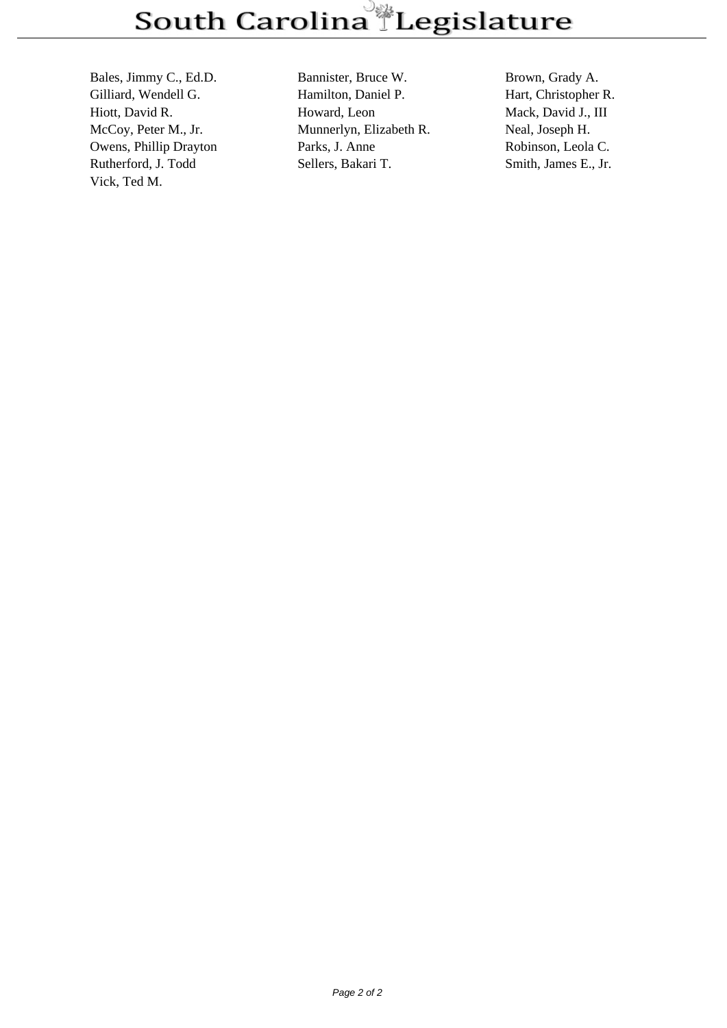Bales, Jimmy C., Ed.D.
Bannister, Bruce W.
Brown, Grady A.
Gilliard, Wendell G.
Hamilton, Daniel P.
Hart, Christopher R.
Hiott, David R.
Howard, Leon
Mack, David J., III
McCoy, Peter M., Jr.
Munnerlyn, Elizabeth R.
Neal, Joseph H.
Owens, Phillip Drayton
Parks, J. Anne
Robinson, Leola C.
Rutherford, J. Todd
Sellers, Bakari T.
Smith, James E., Jr.
Vick, Ted M.